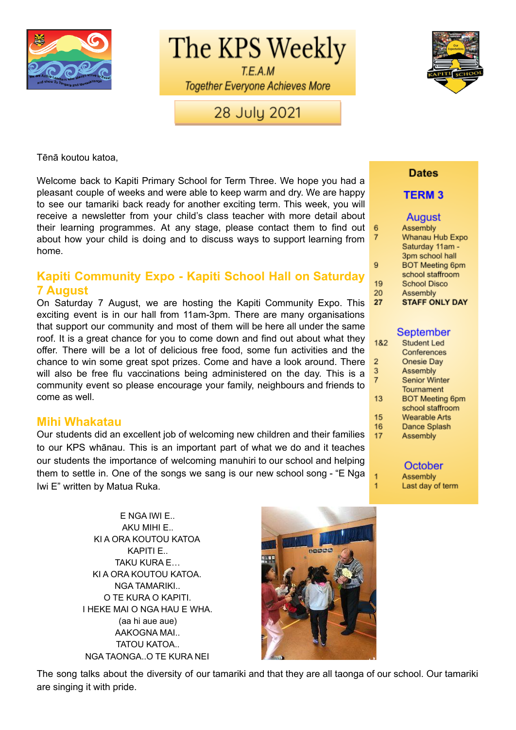# The KPS Weekly

T.E.A.M

*Together Everyone Achieves More*

28 July 2021

Tēnā koutou katoa,

Welcome back to Kapiti Primary School for Term Three. We hope you had a pleasant couple of weeks and were able to keep warm and dry. We are happy to see our tamariki back ready for another exciting term. This week, you will receive a newsletter from your child's class teacher with more detail about their learning programmes. At any stage, please contact them to find out about how your child is doing and to discuss ways to support learning from home.

## Kapiti Community Expo - Kapiti School Hall on Saturday 7 August

On Saturday 7 August, we are hosting the Kapiti Community Expo. This exciting event is in our hall from 11am-3pm. There are many organisations that support our community and most of them will be here all under the same roof. It is a great chance for you to come down and find out about what they offer. There will be a lot of delicious free food, some fun activities and the chance to win some great spot prizes. Come and have a look around. There will also be free flu vaccinations being administered on the day. This is a community event so please encourage your family, neighbours and friends to come as well.

## Mihi Whakatau

Our students did an excellent job of welcoming new children and their families to our KPS whānau. This is an important part of what we do and it teaches our students the importance of welcoming manuhiri to our school and helping them to settle in. One of the songs we sang is our new school song - "E Nga Iwi E" written by Matua Ruka.

E NGA IWI E..
AKU MIHI E..
KI A ORA KOUTOU KATOA
KAPITI E..
TAKU KURA E…
KI A ORA KOUTOU KATOA.
NGA TAMARIKI..
O TE KURA O KAPITI.
I HEKE MAI O NGA HAU E WHA.
(aa hi aue aue)
AAKOGNA MAI..
TATOU KATOA..
NGA TAONGA..O TE KURA NEI

The song talks about the diversity of our tamariki and that they are all taonga of our school. Our tamariki are singing it with pride.

## Dates

### TERM 3

**August**

| | |
|---|---|
| 6 | Assembly |
| 7 | Whanau Hub Expo Saturday 11am - 3pm school hall |
| 9 | BOT Meeting 6pm school staffroom |
| 19 | School Disco |
| 20 | Assembly |
| **27** | **STAFF ONLY DAY** |

**September**

| | |
|---|---|
| 1&2 | Student Led Conferences |
| 2 | Onesie Day |
| 3 | Assembly |
| 7 | Senior Winter Tournament |
| 13 | BOT Meeting 6pm school staffroom |
| 15 | Wearable Arts |
| 16 | Dance Splash |
| 17 | Assembly |

**October**

| | |
|---|---|
| 1 | Assembly |
| 1 | Last day of term |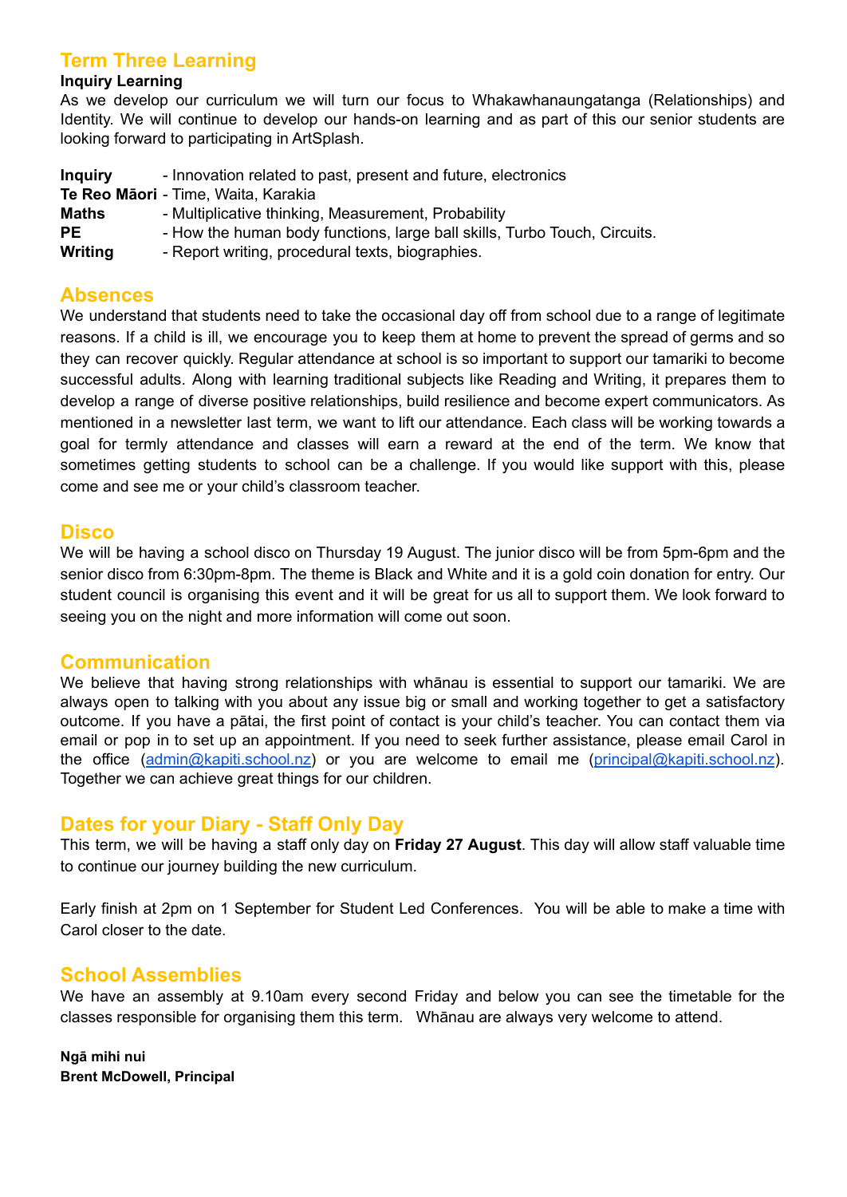## Term Three Learning

**Inquiry Learning**

As we develop our curriculum we will turn our focus to Whakawhanaungatanga (Relationships) and Identity. We will continue to develop our hands-on learning and as part of this our senior students are looking forward to participating in ArtSplash.

**Inquiry** - Innovation related to past, present and future, electronics
**Te Reo Māori** - Time, Waita, Karakia
**Maths** - Multiplicative thinking, Measurement, Probability
**PE** - How the human body functions, large ball skills, Turbo Touch, Circuits.
**Writing** - Report writing, procedural texts, biographies.

## Absences

We understand that students need to take the occasional day off from school due to a range of legitimate reasons. If a child is ill, we encourage you to keep them at home to prevent the spread of germs and so they can recover quickly. Regular attendance at school is so important to support our tamariki to become successful adults. Along with learning traditional subjects like Reading and Writing, it prepares them to develop a range of diverse positive relationships, build resilience and become expert communicators. As mentioned in a newsletter last term, we want to lift our attendance. Each class will be working towards a goal for termly attendance and classes will earn a reward at the end of the term. We know that sometimes getting students to school can be a challenge. If you would like support with this, please come and see me or your child's classroom teacher.

## Disco

We will be having a school disco on Thursday 19 August. The junior disco will be from 5pm-6pm and the senior disco from 6:30pm-8pm. The theme is Black and White and it is a gold coin donation for entry. Our student council is organising this event and it will be great for us all to support them. We look forward to seeing you on the night and more information will come out soon.

## Communication

We believe that having strong relationships with whānau is essential to support our tamariki. We are always open to talking with you about any issue big or small and working together to get a satisfactory outcome. If you have a pātai, the first point of contact is your child's teacher. You can contact them via email or pop in to set up an appointment. If you need to seek further assistance, please email Carol in the office (admin@kapiti.school.nz) or you are welcome to email me (principal@kapiti.school.nz). Together we can achieve great things for our children.

## Dates for your Diary - Staff Only Day

This term, we will be having a staff only day on **Friday 27 August**. This day will allow staff valuable time to continue our journey building the new curriculum.

Early finish at 2pm on 1 September for Student Led Conferences. You will be able to make a time with Carol closer to the date.

## School Assemblies

We have an assembly at 9.10am every second Friday and below you can see the timetable for the classes responsible for organising them this term. Whānau are always very welcome to attend.

**Ngā mihi nui**
**Brent McDowell, Principal**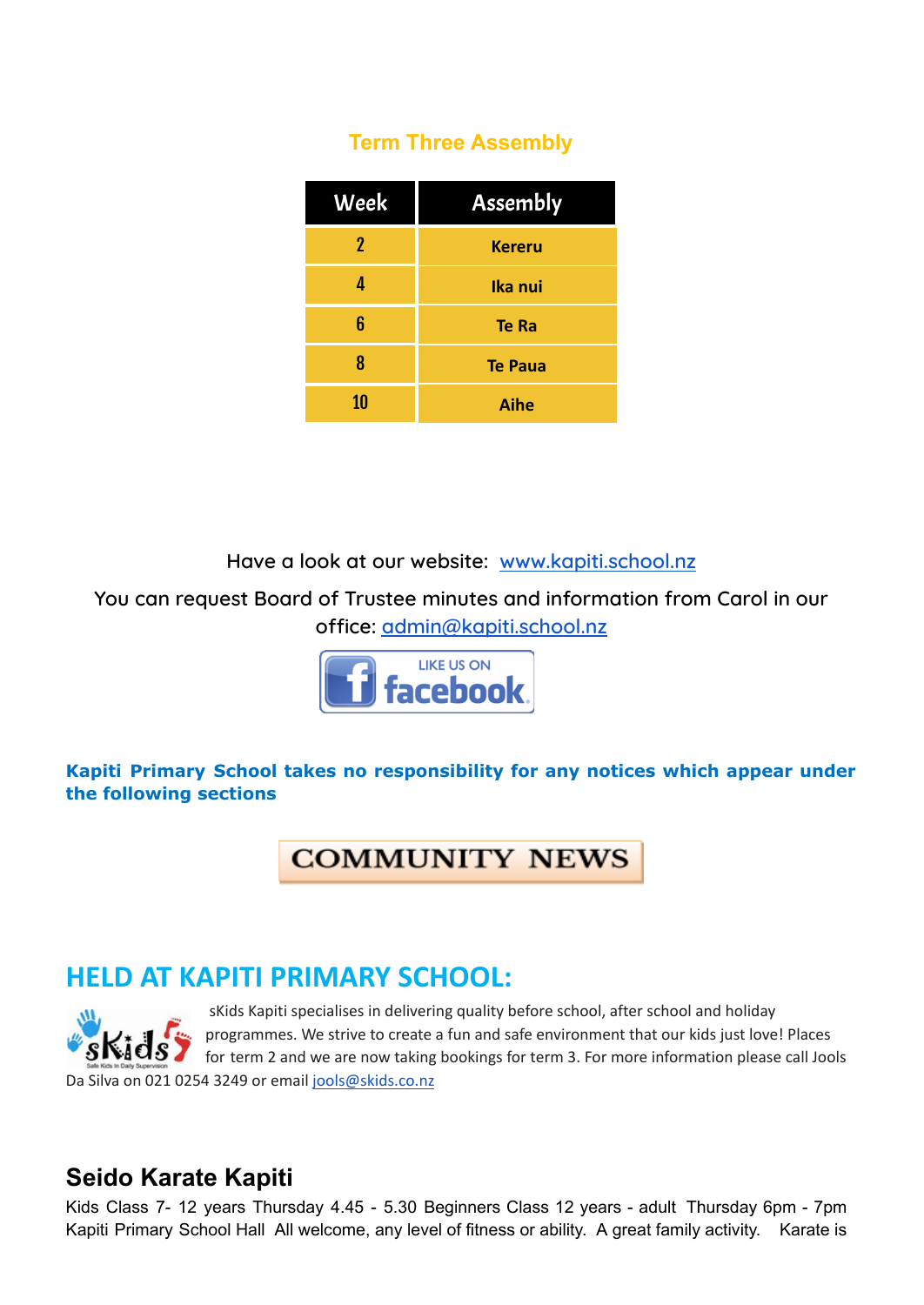## Term Three Assembly

| Week | Assembly |
|---|---|
| 2 | Kereru |
| 4 | Ika nui |
| 6 | Te Ra |
| 8 | Te Paua |
| 10 | Aihe |

Have a look at our website: [www.kapiti.school.nz](http://www.kapiti.school.nz)

You can request Board of Trustee minutes and information from Carol in our office: [admin@kapiti.school.nz](mailto:admin@kapiti.school.nz)

LIKE US ON facebook

**Kapiti Primary School takes no responsibility for any notices which appear under the following sections**

**COMMUNITY NEWS**

## HELD AT KAPITI PRIMARY SCHOOL:

sKids Kapiti specialises in delivering quality before school, after school and holiday programmes. We strive to create a fun and safe environment that our kids just love! Places for term 2 and we are now taking bookings for term 3. For more information please call Jools Da Silva on 021 0254 3249 or email [jools@skids.co.nz](mailto:jools@skids.co.nz)

### Seido Karate Kapiti

Kids Class 7- 12 years Thursday 4.45 - 5.30 Beginners Class 12 years - adult Thursday 6pm - 7pm Kapiti Primary School Hall All welcome, any level of fitness or ability. A great family activity. Karate is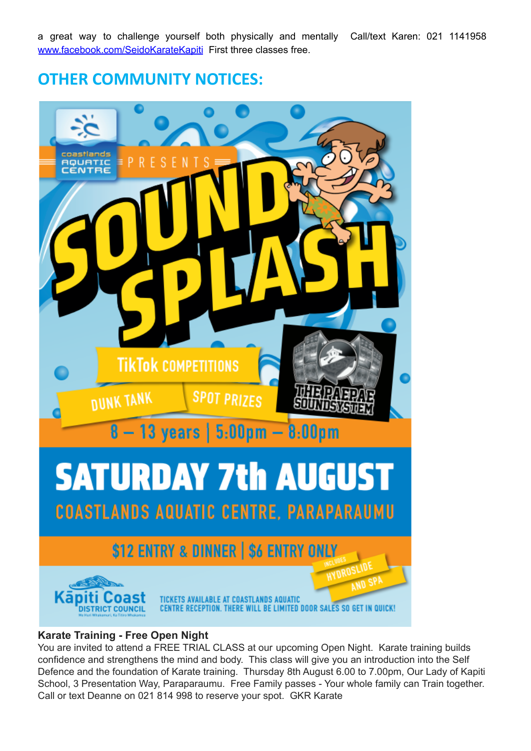a great way to challenge yourself both physically and mentally Call/text Karen: 021 1141958 www.facebook.com/SeidoKarateKapiti First three classes free.

## OTHER COMMUNITY NOTICES:

coastlands AQUATIC CENTRE PRESENTS

SOUND SPLASH

TikTok COMPETITIONS

DUNK TANK

SPOT PRIZES

THE PAEPAE SOUNDSYSTEM

8 – 13 years | 5:00pm – 8:00pm

SATURDAY 7th AUGUST

COASTLANDS AQUATIC CENTRE, PARAPARAUMU

$12 ENTRY & DINNER | $6 ENTRY ONLY

INCLUDES HYDROSLIDE AND SPA

Kāpiti Coast DISTRICT COUNCIL

TICKETS AVAILABLE AT COASTLANDS AQUATIC CENTRE RECEPTION. THERE WILL BE LIMITED DOOR SALES SO GET IN QUICK!

**Karate Training - Free Open Night**

You are invited to attend a FREE TRIAL CLASS at our upcoming Open Night. Karate training builds confidence and strengthens the mind and body. This class will give you an introduction into the Self Defence and the foundation of Karate training. Thursday 8th August 6.00 to 7.00pm, Our Lady of Kapiti School, 3 Presentation Way, Paraparaumu. Free Family passes - Your whole family can Train together. Call or text Deanne on 021 814 998 to reserve your spot. GKR Karate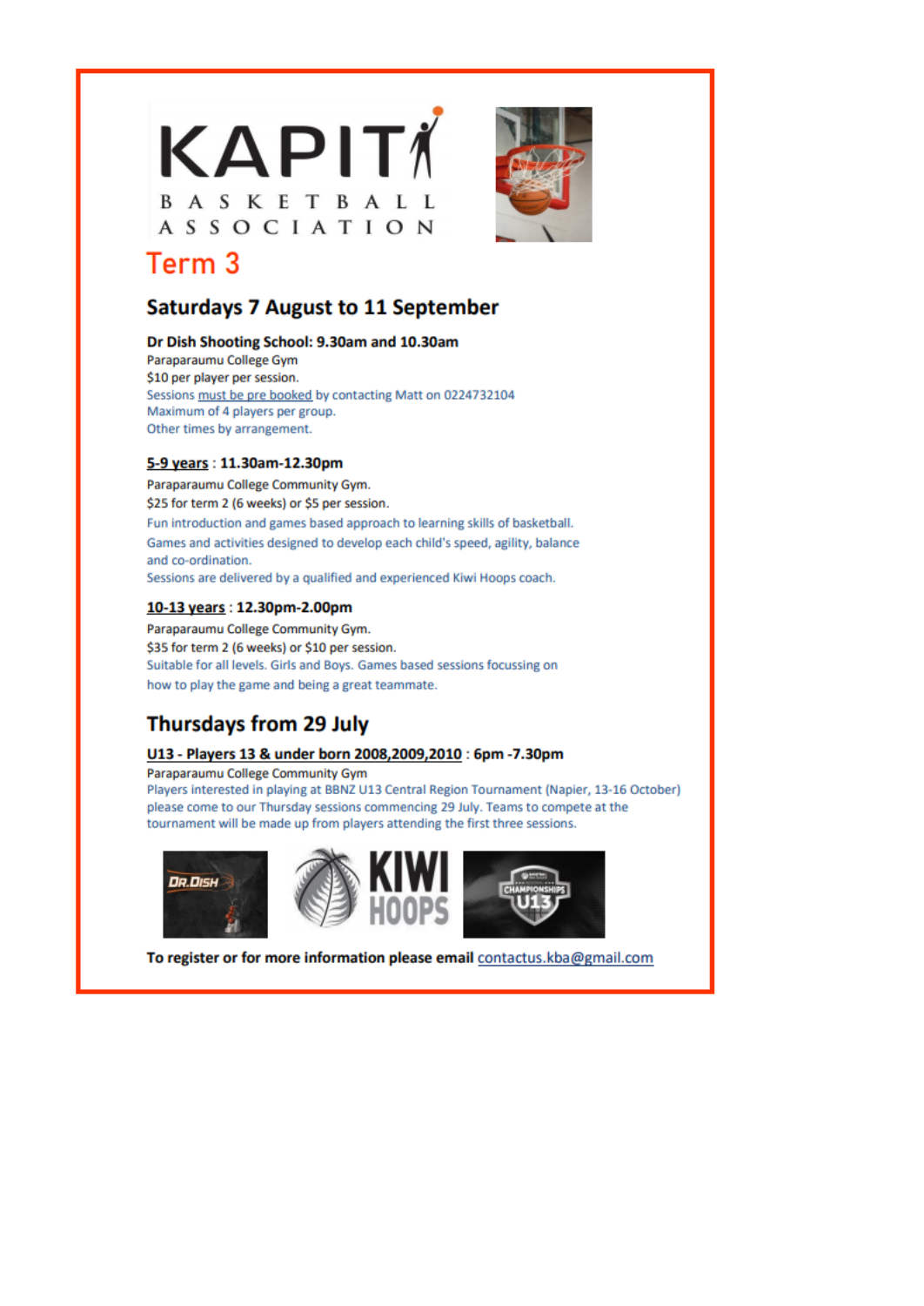# KAPITI BASKETBALL ASSOCIATION

## Term 3

### Saturdays 7 August to 11 September

**Dr Dish Shooting School: 9.30am and 10.30am**
Paraparaumu College Gym
$10 per player per session.
Sessions must be pre booked by contacting Matt on 0224732104
Maximum of 4 players per group.
Other times by arrangement.

**5-9 years : 11.30am-12.30pm**
Paraparaumu College Community Gym.
$25 for term 2 (6 weeks) or $5 per session.
Fun introduction and games based approach to learning skills of basketball.
Games and activities designed to develop each child's speed, agility, balance and co-ordination.
Sessions are delivered by a qualified and experienced Kiwi Hoops coach.

**10-13 years : 12.30pm-2.00pm**
Paraparaumu College Community Gym.
$35 for term 2 (6 weeks) or $10 per session.
Suitable for all levels. Girls and Boys. Games based sessions focussing on how to play the game and being a great teammate.

### Thursdays from 29 July

**U13 - Players 13 & under born 2008,2009,2010 : 6pm -7.30pm**
Paraparaumu College Community Gym
Players interested in playing at BBNZ U13 Central Region Tournament (Napier, 13-16 October) please come to our Thursday sessions commencing 29 July. Teams to compete at the tournament will be made up from players attending the first three sessions.

**To register or for more information please email contactus.kba@gmail.com**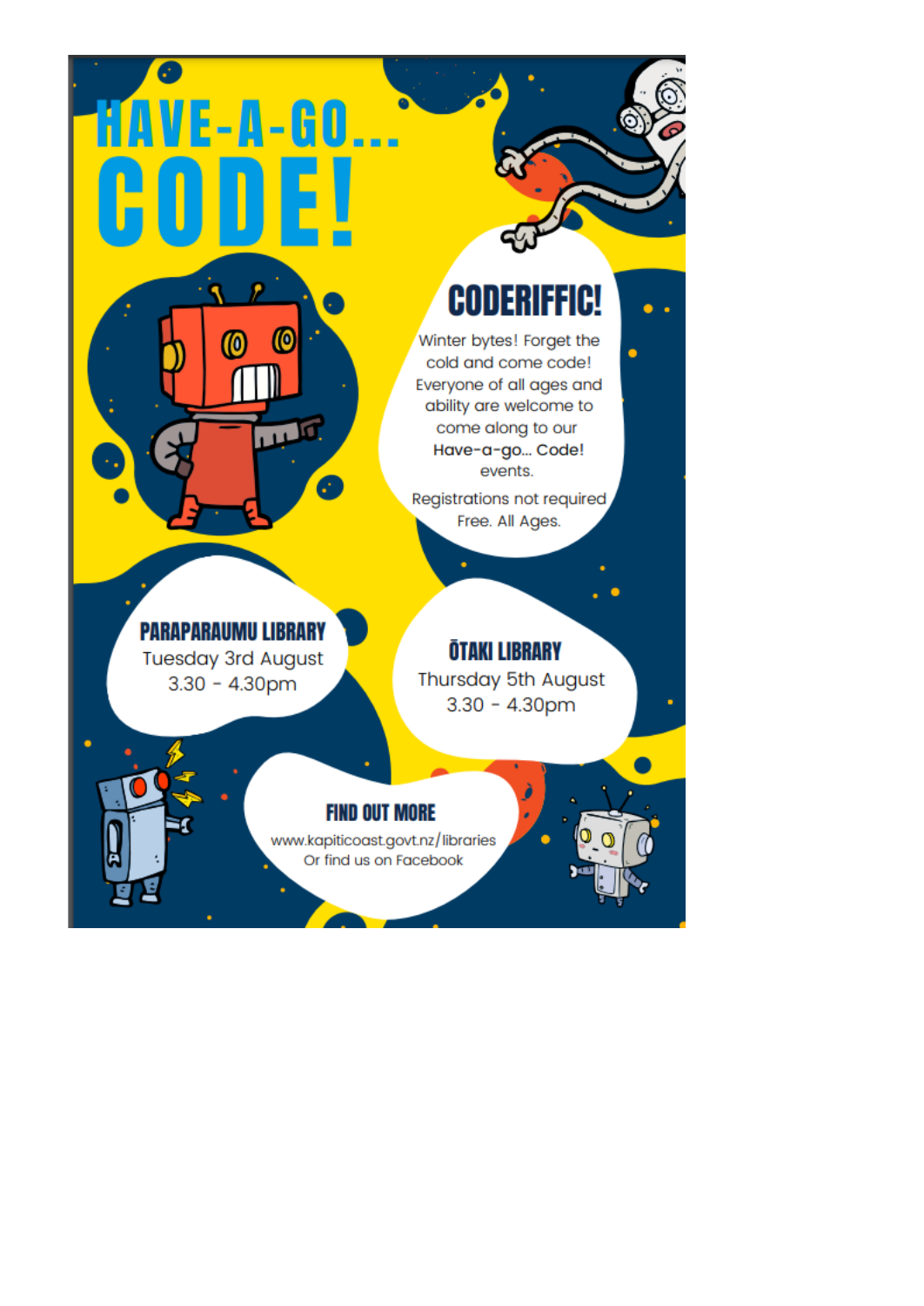# HAVE-A-GO... CODE!

## CODERIFFIC!

Winter bytes! Forget the cold and come code! Everyone of all ages and ability are welcome to come along to our **Have-a-go... Code!** events.

Registrations not required Free. All Ages.

### PARAPARAUMU LIBRARY

Tuesday 3rd August
3.30 - 4.30pm

### ŌTAKI LIBRARY

Thursday 5th August
3.30 - 4.30pm

### FIND OUT MORE

www.kapiticoast.govt.nz/libraries
Or find us on Facebook